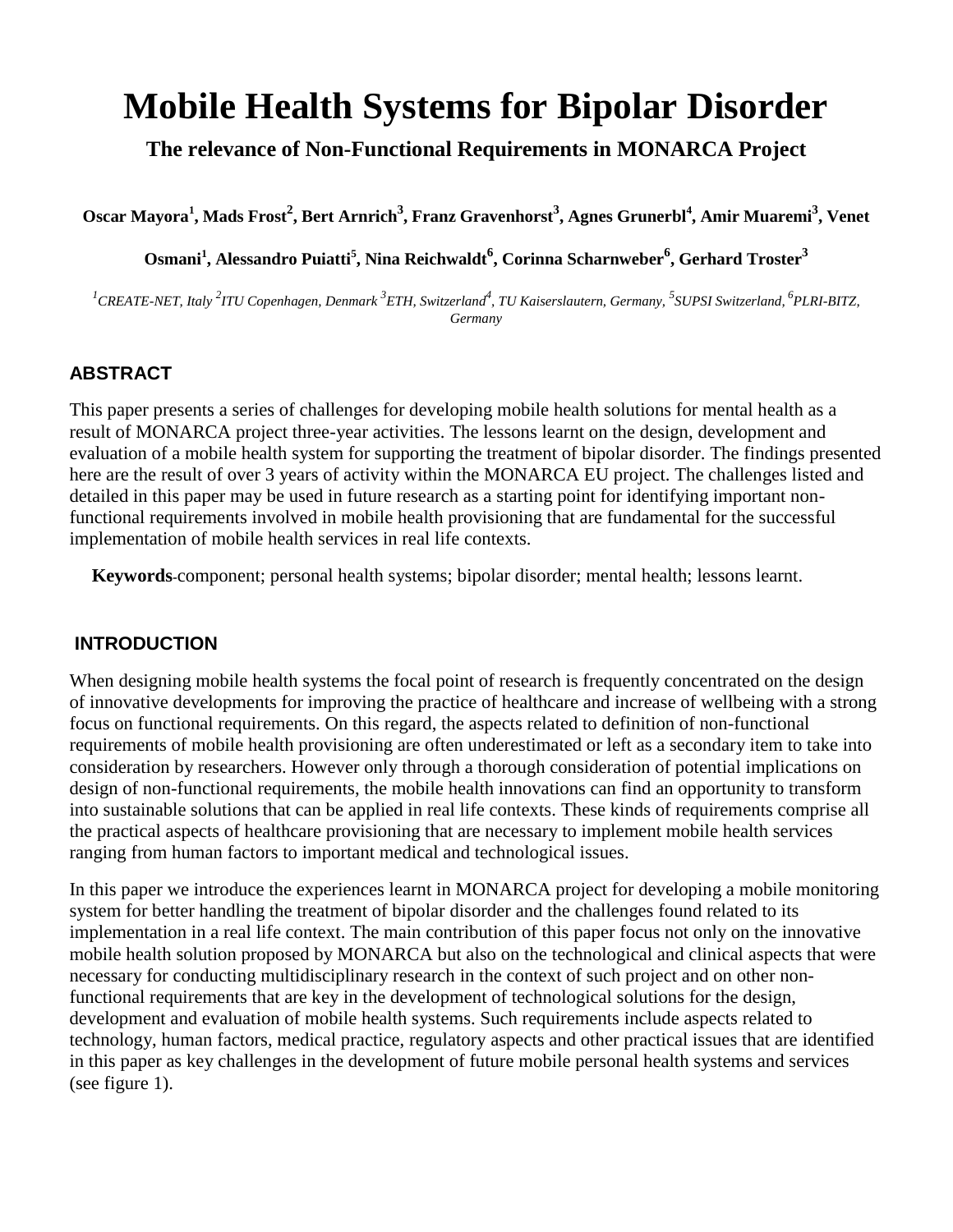# Mobile Health Systems for Bipolar Disorder

## The relevance of Non-Functional Requirements in MONARCA Project

**Oscar Mayora[1], Mads Frost[2], Bert Arnrich[3], Franz Gravenhorst[3], Agnes Grunerbl[4], Amir Muaremi[3], Venet Osmani[1], Alessandro Puiatti[5], Nina Reichwaldt[6], Corinna Scharnweber[6], Gerhard Troster[3]**

*[1]CREATE-NET, Italy [2]ITU Copenhagen, Denmark [3]ETH, Switzerland[4], TU Kaiserslautern, Germany, [5]SUPSI Switzerland, [6]PLRI-BITZ, Germany*

## ABSTRACT

This paper presents a series of challenges for developing mobile health solutions for mental health as a result of MONARCA project three-year activities. The lessons learnt on the design, development and evaluation of a mobile health system for supporting the treatment of bipolar disorder. The findings presented here are the result of over 3 years of activity within the MONARCA EU project. The challenges listed and detailed in this paper may be used in future research as a starting point for identifying important non-functional requirements involved in mobile health provisioning that are fundamental for the successful implementation of mobile health services in real life contexts.

**Keywords**-component; personal health systems; bipolar disorder; mental health; lessons learnt.

## INTRODUCTION

When designing mobile health systems the focal point of research is frequently concentrated on the design of innovative developments for improving the practice of healthcare and increase of wellbeing with a strong focus on functional requirements. On this regard, the aspects related to definition of non-functional requirements of mobile health provisioning are often underestimated or left as a secondary item to take into consideration by researchers. However only through a thorough consideration of potential implications on design of non-functional requirements, the mobile health innovations can find an opportunity to transform into sustainable solutions that can be applied in real life contexts. These kinds of requirements comprise all the practical aspects of healthcare provisioning that are necessary to implement mobile health services ranging from human factors to important medical and technological issues.

In this paper we introduce the experiences learnt in MONARCA project for developing a mobile monitoring system for better handling the treatment of bipolar disorder and the challenges found related to its implementation in a real life context. The main contribution of this paper focus not only on the innovative mobile health solution proposed by MONARCA but also on the technological and clinical aspects that were necessary for conducting multidisciplinary research in the context of such project and on other non-functional requirements that are key in the development of technological solutions for the design, development and evaluation of mobile health systems. Such requirements include aspects related to technology, human factors, medical practice, regulatory aspects and other practical issues that are identified in this paper as key challenges in the development of future mobile personal health systems and services (see figure 1).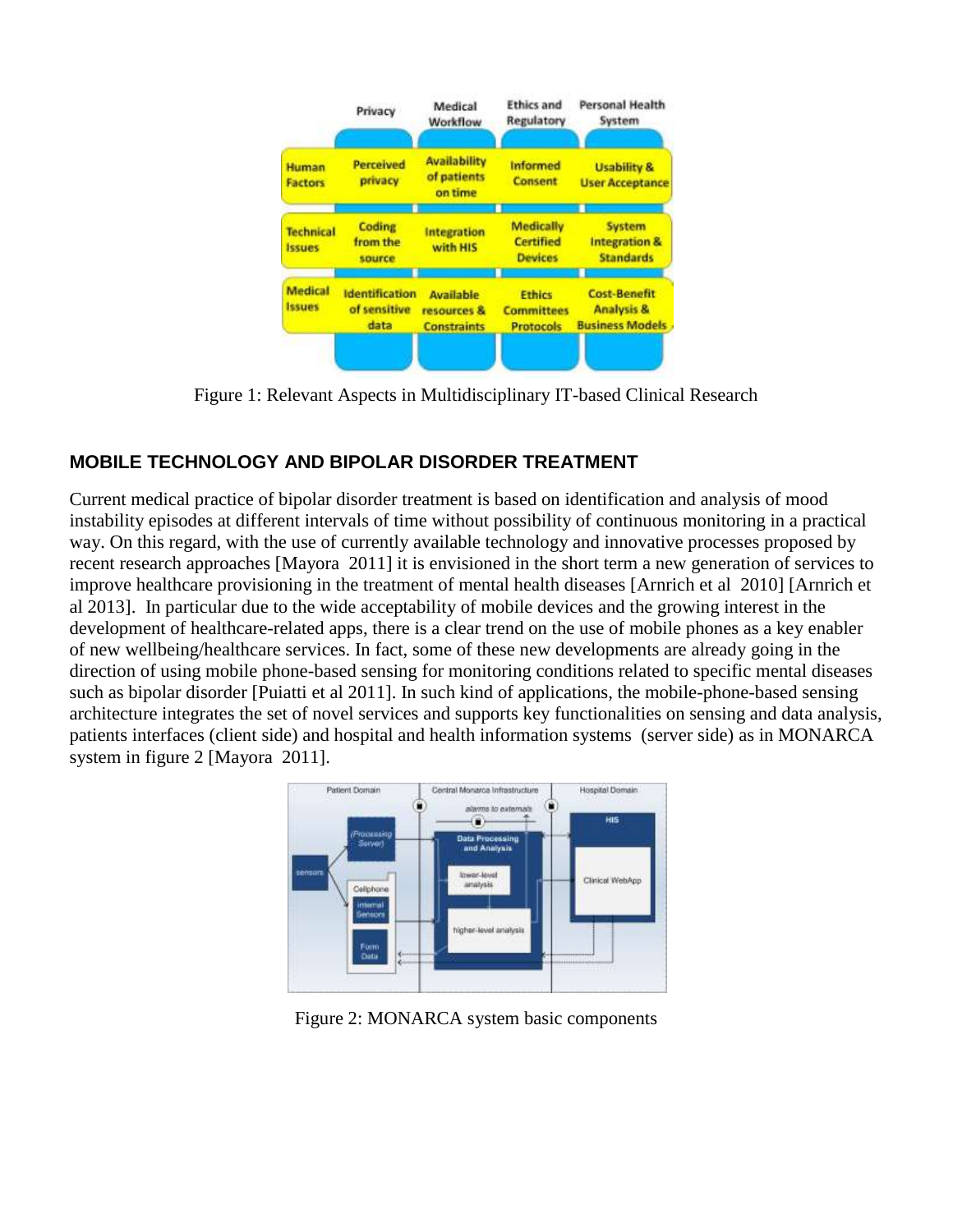| | Privacy | Medical Workflow | Ethics and Regulatory | Personal Health System |
|---|---|---|---|---|
| Human Factors | Perceived privacy | Availability of patients on time | Informed Consent | Usability & User Acceptance |
| Technical Issues | Coding from the source | Integration with HIS | Medically Certified Devices | System Integration & Standards |
| Medical Issues | Identification of sensitive data | Available resources & Constraints | Ethics Committees Protocols | Cost-Benefit Analysis & Business Models |

Figure 1: Relevant Aspects in Multidisciplinary IT-based Clinical Research

## MOBILE TECHNOLOGY AND BIPOLAR DISORDER TREATMENT

Current medical practice of bipolar disorder treatment is based on identification and analysis of mood instability episodes at different intervals of time without possibility of continuous monitoring in a practical way. On this regard, with the use of currently available technology and innovative processes proposed by recent research approaches [Mayora 2011] it is envisioned in the short term a new generation of services to improve healthcare provisioning in the treatment of mental health diseases [Arnrich et al 2010] [Arnrich et al 2013]. In particular due to the wide acceptability of mobile devices and the growing interest in the development of healthcare-related apps, there is a clear trend on the use of mobile phones as a key enabler of new wellbeing/healthcare services. In fact, some of these new developments are already going in the direction of using mobile phone-based sensing for monitoring conditions related to specific mental diseases such as bipolar disorder [Puiatti et al 2011]. In such kind of applications, the mobile-phone-based sensing architecture integrates the set of novel services and supports key functionalities on sensing and data analysis, patients interfaces (client side) and hospital and health information systems (server side) as in MONARCA system in figure 2 [Mayora 2011].

Figure 2: MONARCA system basic components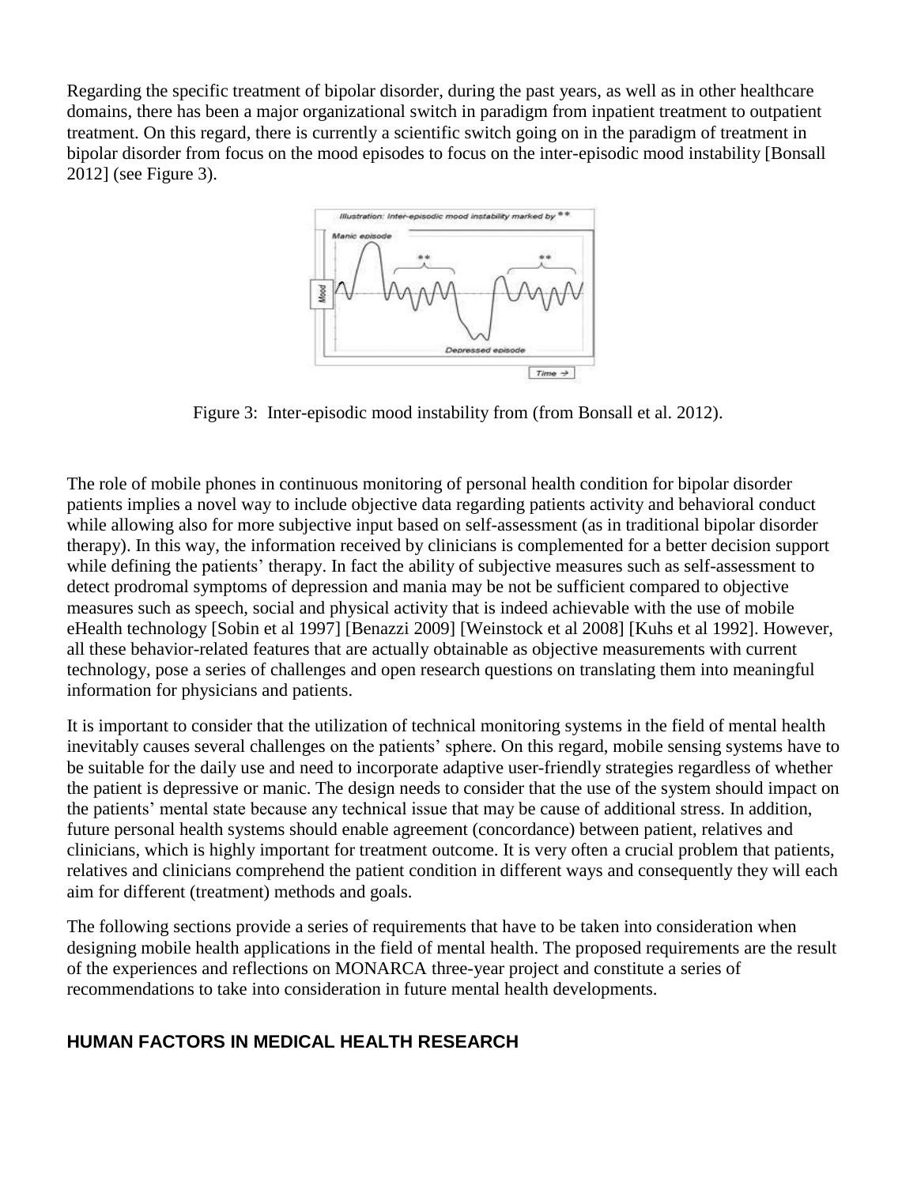Regarding the specific treatment of bipolar disorder, during the past years, as well as in other healthcare domains, there has been a major organizational switch in paradigm from inpatient treatment to outpatient treatment. On this regard, there is currently a scientific switch going on in the paradigm of treatment in bipolar disorder from focus on the mood episodes to focus on the inter-episodic mood instability [Bonsall 2012] (see Figure 3).

Figure 3: Inter-episodic mood instability from (from Bonsall et al. 2012).

The role of mobile phones in continuous monitoring of personal health condition for bipolar disorder patients implies a novel way to include objective data regarding patients activity and behavioral conduct while allowing also for more subjective input based on self-assessment (as in traditional bipolar disorder therapy). In this way, the information received by clinicians is complemented for a better decision support while defining the patients' therapy. In fact the ability of subjective measures such as self-assessment to detect prodromal symptoms of depression and mania may be not be sufficient compared to objective measures such as speech, social and physical activity that is indeed achievable with the use of mobile eHealth technology [Sobin et al 1997] [Benazzi 2009] [Weinstock et al 2008] [Kuhs et al 1992]. However, all these behavior-related features that are actually obtainable as objective measurements with current technology, pose a series of challenges and open research questions on translating them into meaningful information for physicians and patients.

It is important to consider that the utilization of technical monitoring systems in the field of mental health inevitably causes several challenges on the patients' sphere. On this regard, mobile sensing systems have to be suitable for the daily use and need to incorporate adaptive user-friendly strategies regardless of whether the patient is depressive or manic. The design needs to consider that the use of the system should impact on the patients' mental state because any technical issue that may be cause of additional stress. In addition, future personal health systems should enable agreement (concordance) between patient, relatives and clinicians, which is highly important for treatment outcome. It is very often a crucial problem that patients, relatives and clinicians comprehend the patient condition in different ways and consequently they will each aim for different (treatment) methods and goals.

The following sections provide a series of requirements that have to be taken into consideration when designing mobile health applications in the field of mental health. The proposed requirements are the result of the experiences and reflections on MONARCA three-year project and constitute a series of recommendations to take into consideration in future mental health developments.

## HUMAN FACTORS IN MEDICAL HEALTH RESEARCH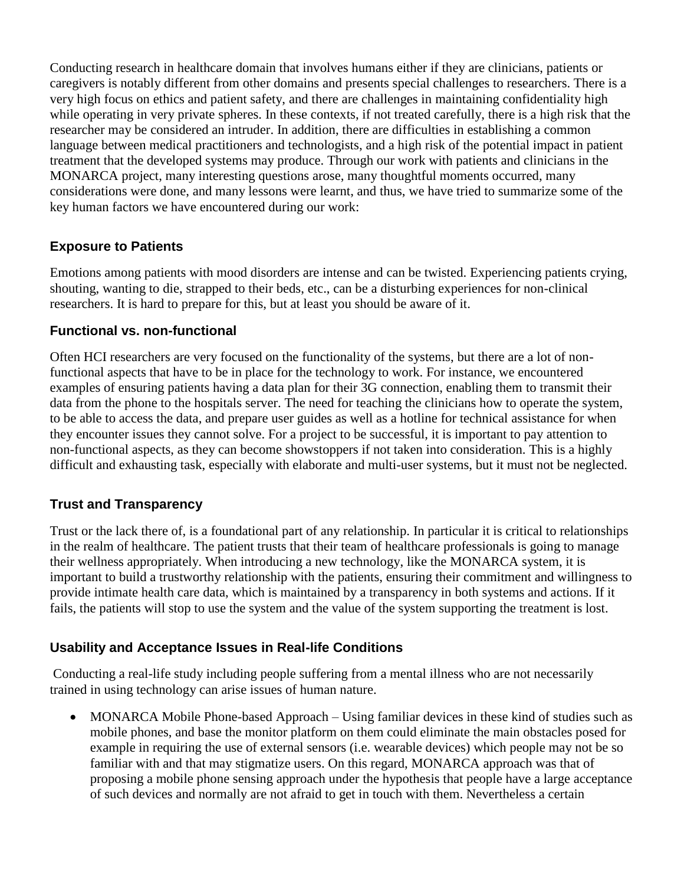Conducting research in healthcare domain that involves humans either if they are clinicians, patients or caregivers is notably different from other domains and presents special challenges to researchers. There is a very high focus on ethics and patient safety, and there are challenges in maintaining confidentiality high while operating in very private spheres. In these contexts, if not treated carefully, there is a high risk that the researcher may be considered an intruder. In addition, there are difficulties in establishing a common language between medical practitioners and technologists, and a high risk of the potential impact in patient treatment that the developed systems may produce. Through our work with patients and clinicians in the MONARCA project, many interesting questions arose, many thoughtful moments occurred, many considerations were done, and many lessons were learnt, and thus, we have tried to summarize some of the key human factors we have encountered during our work:

### Exposure to Patients

Emotions among patients with mood disorders are intense and can be twisted. Experiencing patients crying, shouting, wanting to die, strapped to their beds, etc., can be a disturbing experiences for non-clinical researchers. It is hard to prepare for this, but at least you should be aware of it.

### Functional vs. non-functional

Often HCI researchers are very focused on the functionality of the systems, but there are a lot of non-functional aspects that have to be in place for the technology to work. For instance, we encountered examples of ensuring patients having a data plan for their 3G connection, enabling them to transmit their data from the phone to the hospitals server. The need for teaching the clinicians how to operate the system, to be able to access the data, and prepare user guides as well as a hotline for technical assistance for when they encounter issues they cannot solve. For a project to be successful, it is important to pay attention to non-functional aspects, as they can become showstoppers if not taken into consideration. This is a highly difficult and exhausting task, especially with elaborate and multi-user systems, but it must not be neglected.

### Trust and Transparency

Trust or the lack there of, is a foundational part of any relationship. In particular it is critical to relationships in the realm of healthcare. The patient trusts that their team of healthcare professionals is going to manage their wellness appropriately. When introducing a new technology, like the MONARCA system, it is important to build a trustworthy relationship with the patients, ensuring their commitment and willingness to provide intimate health care data, which is maintained by a transparency in both systems and actions. If it fails, the patients will stop to use the system and the value of the system supporting the treatment is lost.

### Usability and Acceptance Issues in Real-life Conditions

Conducting a real-life study including people suffering from a mental illness who are not necessarily trained in using technology can arise issues of human nature.

- MONARCA Mobile Phone-based Approach – Using familiar devices in these kind of studies such as mobile phones, and base the monitor platform on them could eliminate the main obstacles posed for example in requiring the use of external sensors (i.e. wearable devices) which people may not be so familiar with and that may stigmatize users. On this regard, MONARCA approach was that of proposing a mobile phone sensing approach under the hypothesis that people have a large acceptance of such devices and normally are not afraid to get in touch with them. Nevertheless a certain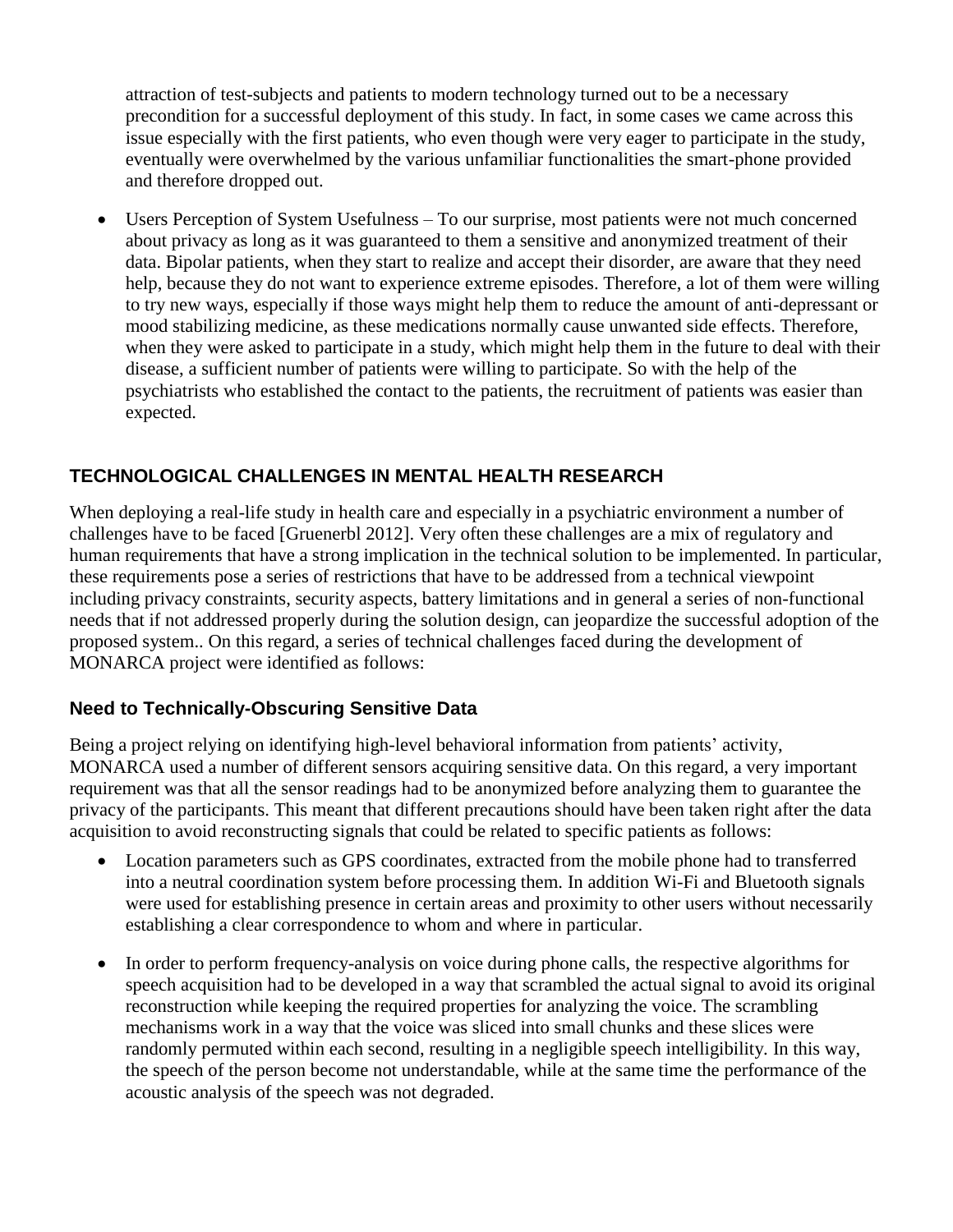attraction of test-subjects and patients to modern technology turned out to be a necessary precondition for a successful deployment of this study. In fact, in some cases we came across this issue especially with the first patients, who even though were very eager to participate in the study, eventually were overwhelmed by the various unfamiliar functionalities the smart-phone provided and therefore dropped out.

- Users Perception of System Usefulness – To our surprise, most patients were not much concerned about privacy as long as it was guaranteed to them a sensitive and anonymized treatment of their data. Bipolar patients, when they start to realize and accept their disorder, are aware that they need help, because they do not want to experience extreme episodes. Therefore, a lot of them were willing to try new ways, especially if those ways might help them to reduce the amount of anti-depressant or mood stabilizing medicine, as these medications normally cause unwanted side effects. Therefore, when they were asked to participate in a study, which might help them in the future to deal with their disease, a sufficient number of patients were willing to participate. So with the help of the psychiatrists who established the contact to the patients, the recruitment of patients was easier than expected.

## TECHNOLOGICAL CHALLENGES IN MENTAL HEALTH RESEARCH

When deploying a real-life study in health care and especially in a psychiatric environment a number of challenges have to be faced [Gruenerbl 2012]. Very often these challenges are a mix of regulatory and human requirements that have a strong implication in the technical solution to be implemented. In particular, these requirements pose a series of restrictions that have to be addressed from a technical viewpoint including privacy constraints, security aspects, battery limitations and in general a series of non-functional needs that if not addressed properly during the solution design, can jeopardize the successful adoption of the proposed system.. On this regard, a series of technical challenges faced during the development of MONARCA project were identified as follows:

### Need to Technically-Obscuring Sensitive Data

Being a project relying on identifying high-level behavioral information from patients' activity, MONARCA used a number of different sensors acquiring sensitive data. On this regard, a very important requirement was that all the sensor readings had to be anonymized before analyzing them to guarantee the privacy of the participants. This meant that different precautions should have been taken right after the data acquisition to avoid reconstructing signals that could be related to specific patients as follows:

- Location parameters such as GPS coordinates, extracted from the mobile phone had to transferred into a neutral coordination system before processing them. In addition Wi-Fi and Bluetooth signals were used for establishing presence in certain areas and proximity to other users without necessarily establishing a clear correspondence to whom and where in particular.

- In order to perform frequency-analysis on voice during phone calls, the respective algorithms for speech acquisition had to be developed in a way that scrambled the actual signal to avoid its original reconstruction while keeping the required properties for analyzing the voice. The scrambling mechanisms work in a way that the voice was sliced into small chunks and these slices were randomly permuted within each second, resulting in a negligible speech intelligibility. In this way, the speech of the person become not understandable, while at the same time the performance of the acoustic analysis of the speech was not degraded.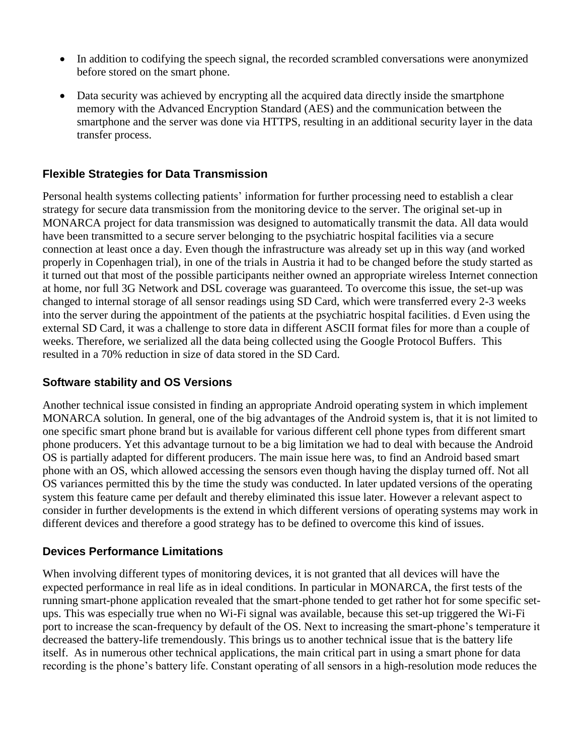- In addition to codifying the speech signal, the recorded scrambled conversations were anonymized before stored on the smart phone.
- Data security was achieved by encrypting all the acquired data directly inside the smartphone memory with the Advanced Encryption Standard (AES) and the communication between the smartphone and the server was done via HTTPS, resulting in an additional security layer in the data transfer process.

### Flexible Strategies for Data Transmission

Personal health systems collecting patients' information for further processing need to establish a clear strategy for secure data transmission from the monitoring device to the server. The original set-up in MONARCA project for data transmission was designed to automatically transmit the data. All data would have been transmitted to a secure server belonging to the psychiatric hospital facilities via a secure connection at least once a day. Even though the infrastructure was already set up in this way (and worked properly in Copenhagen trial), in one of the trials in Austria it had to be changed before the study started as it turned out that most of the possible participants neither owned an appropriate wireless Internet connection at home, nor full 3G Network and DSL coverage was guaranteed. To overcome this issue, the set-up was changed to internal storage of all sensor readings using SD Card, which were transferred every 2-3 weeks into the server during the appointment of the patients at the psychiatric hospital facilities. d Even using the external SD Card, it was a challenge to store data in different ASCII format files for more than a couple of weeks. Therefore, we serialized all the data being collected using the Google Protocol Buffers. This resulted in a 70% reduction in size of data stored in the SD Card.

### Software stability and OS Versions

Another technical issue consisted in finding an appropriate Android operating system in which implement MONARCA solution. In general, one of the big advantages of the Android system is, that it is not limited to one specific smart phone brand but is available for various different cell phone types from different smart phone producers. Yet this advantage turnout to be a big limitation we had to deal with because the Android OS is partially adapted for different producers. The main issue here was, to find an Android based smart phone with an OS, which allowed accessing the sensors even though having the display turned off. Not all OS variances permitted this by the time the study was conducted. In later updated versions of the operating system this feature came per default and thereby eliminated this issue later. However a relevant aspect to consider in further developments is the extend in which different versions of operating systems may work in different devices and therefore a good strategy has to be defined to overcome this kind of issues.

### Devices Performance Limitations

When involving different types of monitoring devices, it is not granted that all devices will have the expected performance in real life as in ideal conditions. In particular in MONARCA, the first tests of the running smart-phone application revealed that the smart-phone tended to get rather hot for some specific set-ups. This was especially true when no Wi-Fi signal was available, because this set-up triggered the Wi-Fi port to increase the scan-frequency by default of the OS. Next to increasing the smart-phone's temperature it decreased the battery-life tremendously. This brings us to another technical issue that is the battery life itself. As in numerous other technical applications, the main critical part in using a smart phone for data recording is the phone's battery life. Constant operating of all sensors in a high-resolution mode reduces the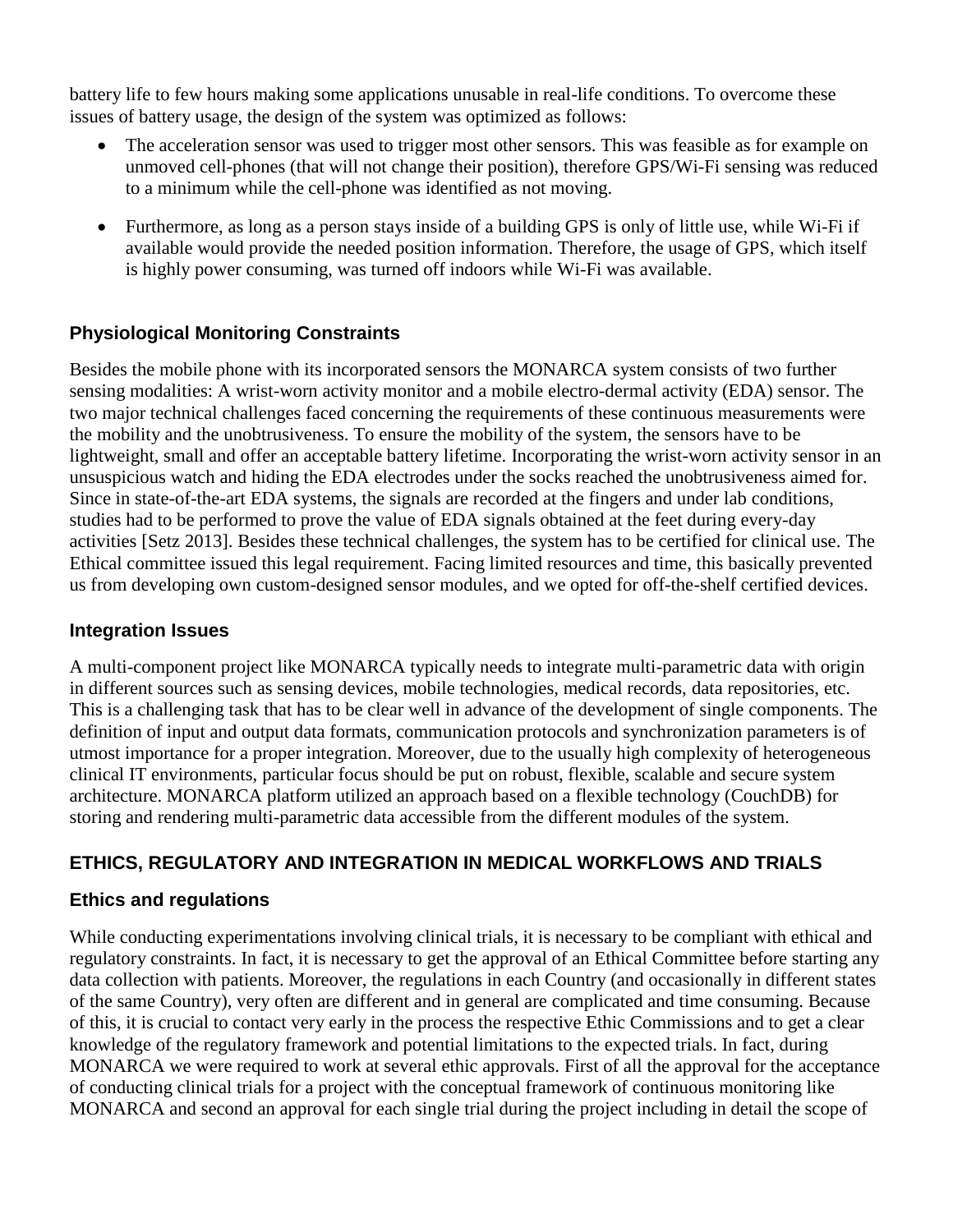battery life to few hours making some applications unusable in real-life conditions. To overcome these issues of battery usage, the design of the system was optimized as follows:

- The acceleration sensor was used to trigger most other sensors. This was feasible as for example on unmoved cell-phones (that will not change their position), therefore GPS/Wi-Fi sensing was reduced to a minimum while the cell-phone was identified as not moving.
- Furthermore, as long as a person stays inside of a building GPS is only of little use, while Wi-Fi if available would provide the needed position information. Therefore, the usage of GPS, which itself is highly power consuming, was turned off indoors while Wi-Fi was available.

### Physiological Monitoring Constraints

Besides the mobile phone with its incorporated sensors the MONARCA system consists of two further sensing modalities: A wrist-worn activity monitor and a mobile electro-dermal activity (EDA) sensor. The two major technical challenges faced concerning the requirements of these continuous measurements were the mobility and the unobtrusiveness. To ensure the mobility of the system, the sensors have to be lightweight, small and offer an acceptable battery lifetime. Incorporating the wrist-worn activity sensor in an unsuspicious watch and hiding the EDA electrodes under the socks reached the unobtrusiveness aimed for. Since in state-of-the-art EDA systems, the signals are recorded at the fingers and under lab conditions, studies had to be performed to prove the value of EDA signals obtained at the feet during every-day activities [Setz 2013]. Besides these technical challenges, the system has to be certified for clinical use. The Ethical committee issued this legal requirement. Facing limited resources and time, this basically prevented us from developing own custom-designed sensor modules, and we opted for off-the-shelf certified devices.

### Integration Issues

A multi-component project like MONARCA typically needs to integrate multi-parametric data with origin in different sources such as sensing devices, mobile technologies, medical records, data repositories, etc. This is a challenging task that has to be clear well in advance of the development of single components. The definition of input and output data formats, communication protocols and synchronization parameters is of utmost importance for a proper integration. Moreover, due to the usually high complexity of heterogeneous clinical IT environments, particular focus should be put on robust, flexible, scalable and secure system architecture. MONARCA platform utilized an approach based on a flexible technology (CouchDB) for storing and rendering multi-parametric data accessible from the different modules of the system.

## ETHICS, REGULATORY AND INTEGRATION IN MEDICAL WORKFLOWS AND TRIALS

### Ethics and regulations

While conducting experimentations involving clinical trials, it is necessary to be compliant with ethical and regulatory constraints. In fact, it is necessary to get the approval of an Ethical Committee before starting any data collection with patients. Moreover, the regulations in each Country (and occasionally in different states of the same Country), very often are different and in general are complicated and time consuming. Because of this, it is crucial to contact very early in the process the respective Ethic Commissions and to get a clear knowledge of the regulatory framework and potential limitations to the expected trials. In fact, during MONARCA we were required to work at several ethic approvals. First of all the approval for the acceptance of conducting clinical trials for a project with the conceptual framework of continuous monitoring like MONARCA and second an approval for each single trial during the project including in detail the scope of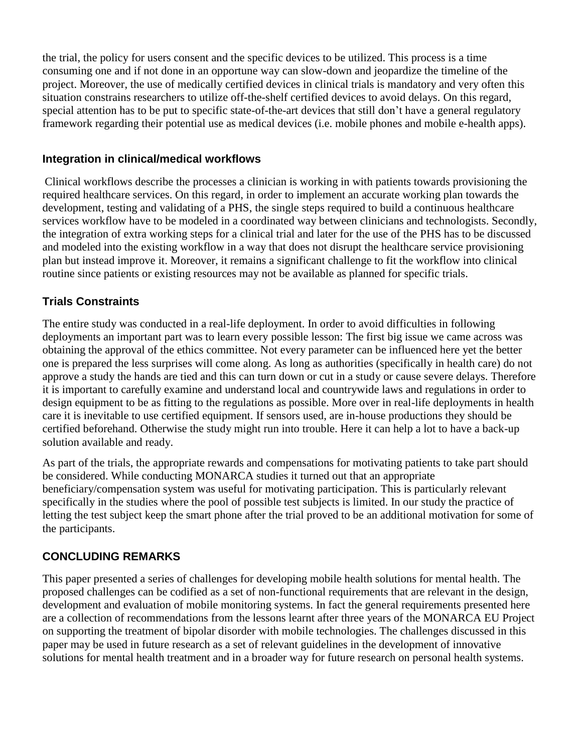the trial, the policy for users consent and the specific devices to be utilized. This process is a time consuming one and if not done in an opportune way can slow-down and jeopardize the timeline of the project. Moreover, the use of medically certified devices in clinical trials is mandatory and very often this situation constrains researchers to utilize off-the-shelf certified devices to avoid delays. On this regard, special attention has to be put to specific state-of-the-art devices that still don't have a general regulatory framework regarding their potential use as medical devices (i.e. mobile phones and mobile e-health apps).

### Integration in clinical/medical workflows

Clinical workflows describe the processes a clinician is working in with patients towards provisioning the required healthcare services. On this regard, in order to implement an accurate working plan towards the development, testing and validating of a PHS, the single steps required to build a continuous healthcare services workflow have to be modeled in a coordinated way between clinicians and technologists. Secondly, the integration of extra working steps for a clinical trial and later for the use of the PHS has to be discussed and modeled into the existing workflow in a way that does not disrupt the healthcare service provisioning plan but instead improve it. Moreover, it remains a significant challenge to fit the workflow into clinical routine since patients or existing resources may not be available as planned for specific trials.

### Trials Constraints

The entire study was conducted in a real-life deployment. In order to avoid difficulties in following deployments an important part was to learn every possible lesson: The first big issue we came across was obtaining the approval of the ethics committee. Not every parameter can be influenced here yet the better one is prepared the less surprises will come along. As long as authorities (specifically in health care) do not approve a study the hands are tied and this can turn down or cut in a study or cause severe delays. Therefore it is important to carefully examine and understand local and countrywide laws and regulations in order to design equipment to be as fitting to the regulations as possible. More over in real-life deployments in health care it is inevitable to use certified equipment. If sensors used, are in-house productions they should be certified beforehand. Otherwise the study might run into trouble. Here it can help a lot to have a back-up solution available and ready.

As part of the trials, the appropriate rewards and compensations for motivating patients to take part should be considered. While conducting MONARCA studies it turned out that an appropriate beneficiary/compensation system was useful for motivating participation. This is particularly relevant specifically in the studies where the pool of possible test subjects is limited. In our study the practice of letting the test subject keep the smart phone after the trial proved to be an additional motivation for some of the participants.

## CONCLUDING REMARKS

This paper presented a series of challenges for developing mobile health solutions for mental health. The proposed challenges can be codified as a set of non-functional requirements that are relevant in the design, development and evaluation of mobile monitoring systems. In fact the general requirements presented here are a collection of recommendations from the lessons learnt after three years of the MONARCA EU Project on supporting the treatment of bipolar disorder with mobile technologies. The challenges discussed in this paper may be used in future research as a set of relevant guidelines in the development of innovative solutions for mental health treatment and in a broader way for future research on personal health systems.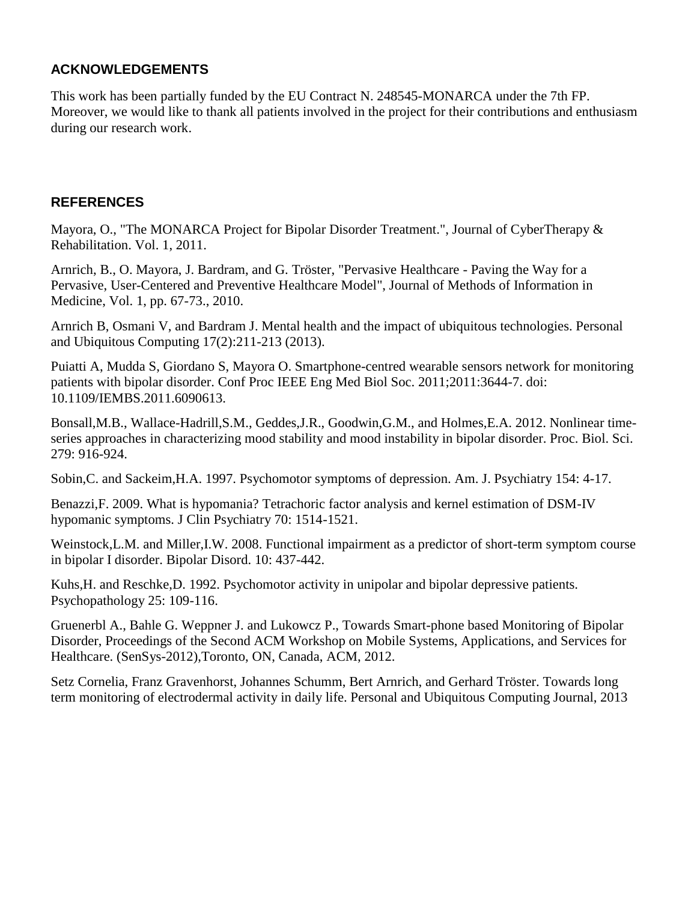## ACKNOWLEDGEMENTS

This work has been partially funded by the EU Contract N. 248545-MONARCA under the 7th FP. Moreover, we would like to thank all patients involved in the project for their contributions and enthusiasm during our research work.

## REFERENCES

Mayora, O., "The MONARCA Project for Bipolar Disorder Treatment.", Journal of CyberTherapy & Rehabilitation. Vol. 1, 2011.

Arnrich, B., O. Mayora, J. Bardram, and G. Tröster, "Pervasive Healthcare - Paving the Way for a Pervasive, User-Centered and Preventive Healthcare Model", Journal of Methods of Information in Medicine, Vol. 1, pp. 67-73., 2010.

Arnrich B, Osmani V, and Bardram J. Mental health and the impact of ubiquitous technologies. Personal and Ubiquitous Computing 17(2):211-213 (2013).

Puiatti A, Mudda S, Giordano S, Mayora O. Smartphone-centred wearable sensors network for monitoring patients with bipolar disorder. Conf Proc IEEE Eng Med Biol Soc. 2011;2011:3644-7. doi: 10.1109/IEMBS.2011.6090613.

Bonsall,M.B., Wallace-Hadrill,S.M., Geddes,J.R., Goodwin,G.M., and Holmes,E.A. 2012. Nonlinear time-series approaches in characterizing mood stability and mood instability in bipolar disorder. Proc. Biol. Sci. 279: 916-924.

Sobin,C. and Sackeim,H.A. 1997. Psychomotor symptoms of depression. Am. J. Psychiatry 154: 4-17.

Benazzi,F. 2009. What is hypomania? Tetrachoric factor analysis and kernel estimation of DSM-IV hypomanic symptoms. J Clin Psychiatry 70: 1514-1521.

Weinstock,L.M. and Miller,I.W. 2008. Functional impairment as a predictor of short-term symptom course in bipolar I disorder. Bipolar Disord. 10: 437-442.

Kuhs,H. and Reschke,D. 1992. Psychomotor activity in unipolar and bipolar depressive patients. Psychopathology 25: 109-116.

Gruenerbl A., Bahle G. Weppner J. and Lukowcz P., Towards Smart-phone based Monitoring of Bipolar Disorder, Proceedings of the Second ACM Workshop on Mobile Systems, Applications, and Services for Healthcare. (SenSys-2012),Toronto, ON, Canada, ACM, 2012.

Setz Cornelia, Franz Gravenhorst, Johannes Schumm, Bert Arnrich, and Gerhard Tröster. Towards long term monitoring of electrodermal activity in daily life. Personal and Ubiquitous Computing Journal, 2013